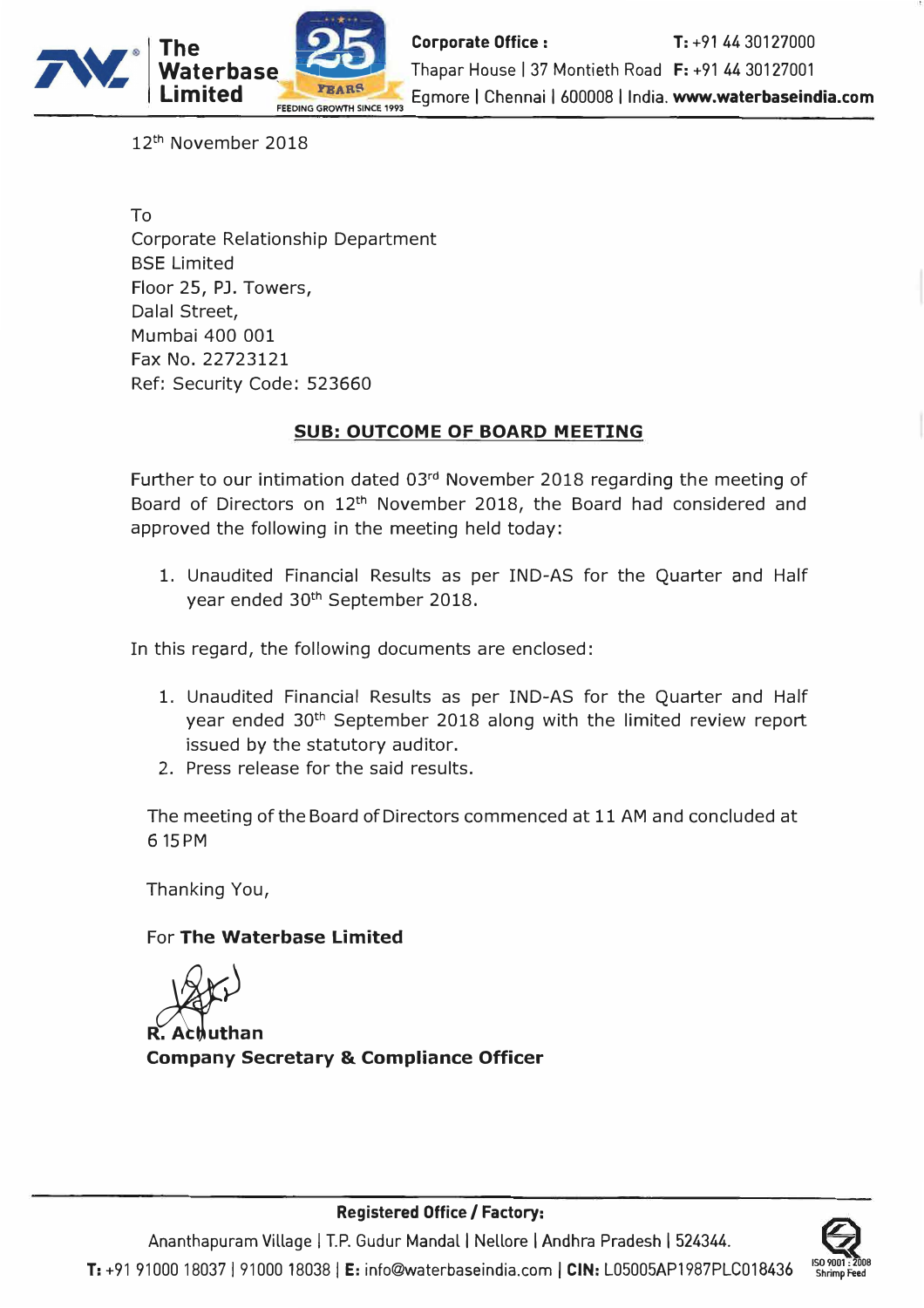**The Waterbase Limited**

**Corporate Office :** Thapar House | 37 Montieth Road | Egmore | Chennai | 600008 | India. **T:** +91 44 30127000 **F:** +91 44 30127001 **www.waterbaseindia.com**

12th November 2018

To
Corporate Relationship Department
BSE Limited
Floor 25, PJ. Towers,
Dalal Street,
Mumbai 400 001
Fax No. 22723121
Ref: Security Code: 523660

**SUB: OUTCOME OF BOARD MEETING**

Further to our intimation dated 03rd November 2018 regarding the meeting of Board of Directors on 12th November 2018, the Board had considered and approved the following in the meeting held today:

1. Unaudited Financial Results as per IND-AS for the Quarter and Half year ended 30th September 2018.

In this regard, the following documents are enclosed:

1. Unaudited Financial Results as per IND-AS for the Quarter and Half year ended 30th September 2018 along with the limited review report issued by the statutory auditor.
2. Press release for the said results.

The meeting of the Board of Directors commenced at 11 AM and concluded at 6 15 PM

Thanking You,

For **The Waterbase Limited**

**R. Achuthan**
**Company Secretary & Compliance Officer**

**Registered Office / Factory:**
Ananthapuram Village | T.P. Gudur Mandal | Nellore | Andhra Pradesh | 524344.
**T:** +91 91000 18037 | 91000 18038 | **E:** info@waterbaseindia.com | **CIN:** L05005AP1987PLC018436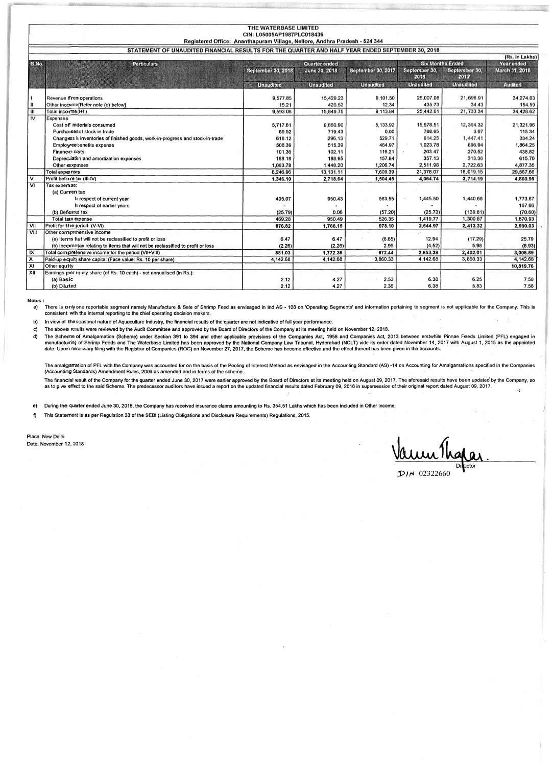# THE WATERBASE LIMITED

CIN: L05005AP1987PLC018436

Registered Office: Ananthapuram Village, Nellore, Andhra Pradesh - 524 344

## STATEMENT OF UNAUDITED FINANCIAL RESULTS FOR THE QUARTER AND HALF YEAR ENDED SEPTEMBER 30, 2018

(Rs. in Lakhs)

| S.No. | Particulars | Quarter ended | | | Six Months Ended | | Year ended |
|---|---|---|---|---|---|---|---|
| | | September 30, 2018 | June 30, 2018 | September 30, 2017 | September 30, 2018 | September 30, 2017 | March 31, 2018 |
| | | Unaudited | Unaudited | Unaudited | Unaudited | Unaudited | Audited |
| I | Revenue from operations | 9,577.85 | 15,429.23 | 9,101.50 | 25,007.08 | 21,698.91 | 34,274.03 |
| II | Other income[Refer note (e) below] | 15.21 | 420.52 | 12.34 | 435.73 | 34.43 | 154.59 |
| III | Total income (I+II) | 9,593.06 | 15,849.75 | 9,113.84 | 25,442.81 | 21,733.34 | 34,428.62 |
| IV | Expenses | | | | | | |
| | Cost of materials consumed | 5,717.61 | 9,860.90 | 5,133.92 | 15,578.51 | 12,364.32 | 21,321.96 |
| | Purchases of stock-in-trade | 69.52 | 719.43 | 0.00 | 788.95 | 3.97 | 115.34 |
| | Changes in inventories of finished goods, work-in-progress and stock-in-trade | 618.12 | 296.13 | 529.71 | 914.25 | 1,447.41 | 334.24 |
| | Employee benefits expense | 508.39 | 515.39 | 464.97 | 1,023.78 | 896.94 | 1,864.25 |
| | Finance costs | 101.36 | 102.11 | 116.21 | 203.47 | 270.52 | 438.82 |
| | Depreciation and amortization expenses | 168.18 | 188.95 | 157.84 | 357.13 | 313.36 | 615.70 |
| | Other expenses | 1,063.78 | 1,448.20 | 1,206.74 | 2,511.98 | 2,722.63 | 4,877.35 |
| | Total expenses | 8,246.96 | 13,131.11 | 7,609.39 | 21,378.07 | 18,019.15 | 29,567.66 |
| V | Profit before tax (III-IV) | 1,346.10 | 2,718.64 | 1,504.45 | 4,064.74 | 3,714.19 | 4,860.96 |
| VI | Tax expense: | | | | | | |
| | (a) Current tax | | | | | | |
| | In respect of current year | 495.07 | 950.43 | 583.55 | 1,445.50 | 1,440.68 | 1,773.87 |
| | In respect of earlier years | - | - | - | - | - | 167.66 |
| | (b) Deferred tax | (25.79) | 0.06 | (57.20) | (25.73) | (139.81) | (70.60) |
| | Total tax expense | 469.28 | 950.49 | 526.35 | 1,419.77 | 1,300.87 | 1,870.93 |
| VII | Profit for the period (V-VI) | 876.82 | 1,768.15 | 978.10 | 2,644.97 | 2,413.32 | 2,990.03 |
| VIII | Other comprehensive income | | | | | | |
| | (a) Items that will not be reclassified to profit or loss | 6.47 | 6.47 | (8.65) | 12.94 | (17.29) | 25.79 |
| | (b) Income tax relating to items that will not be reclassified to profit or loss | (2.26) | (2.26) | 2.99 | (4.52) | 5.98 | (8.93) |
| IX | Total comprehensive income for the period (VII+VIII) | 881.03 | 1,772.36 | 972.44 | 2,653.39 | 2,402.01 | 3,006.89 |
| X | Paid-up equity share capital (Face value: Rs. 10 per share) | 4,142.68 | 4,142.68 | 3,860.33 | 4,142.68 | 3,860.33 | 4,142.68 |
| XI | Other equity | | | | | | 10,819.76 |
| XII | Earnings per equity share (of Rs. 10 each) - not annualised (in Rs.): | | | | | | |
| | (a) Basic | 2.12 | 4.27 | 2.53 | 6.38 | 6.25 | 7.58 |
| | (b) Diluted | 2.12 | 4.27 | 2.36 | 6.38 | 5.83 | 7.58 |

**Notes :**

a) There is only one reportable segment namely Manufacture & Sale of Shrimp Feed as envisaged in Ind AS - 108 on 'Operating Segments' and information pertaining to segment is not applicable for the Company. This is consistent with the internal reporting to the chief operating decision makers.

b) In view of the seasonal nature of Aquaculture Industry, the financial results of the quarter are not indicative of full year performance.

c) The above results were reviewed by the Audit Committee and approved by the Board of Directors of the Company at its meeting held on November 12, 2018.

d) The Scheme of Amalgamation (Scheme) under Section 391 to 394 and other applicable provisions of the Companies Act, 1956 and Companies Act, 2013 between erstwhile Pinnae Feeds Limited (PFL) engaged in manufacturing of Shrimp Feeds and The Waterbase Limited has been approved by the National Company Law Tribunal, Hyderabad (NCLT) vide its order dated November 14, 2017 with August 1, 2015 as the appointed date. Upon necessary filing with the Registrar of Companies (ROC) on November 27, 2017, the Scheme has become effective and the effect thereof has been given in the accounts.

The amalgamation of PFL with the Company was accounted for on the basis of the Pooling of Interest Method as envisaged in the Accounting Standard (AS) -14 on Accounting for Amalgamations specified in the Companies (Accounting Standards) Amendment Rules, 2006 as amended and in terms of the scheme.

The financial result of the Company for the quarter ended June 30, 2017 were earlier approved by the Board of Directors at its meeting held on August 09, 2017. The aforesaid results have been updated by the Company, so as to give effect to the said Scheme. The predecessor auditors have issued a report on the updated financial results dated February 09, 2018 in supersession of their original report dated August 09, 2017.

e) During the quarter ended June 30, 2018, the Company has received insurance claims amounting to Rs. 354.51 Lakhs which has been included in Other Income.

f) This Statement is as per Regulation 33 of the SEBI (Listing Obligations and Disclosure Requirements) Regulations, 2015.

Place: New Delhi

Date: November 12, 2018

Director

DIN 02322660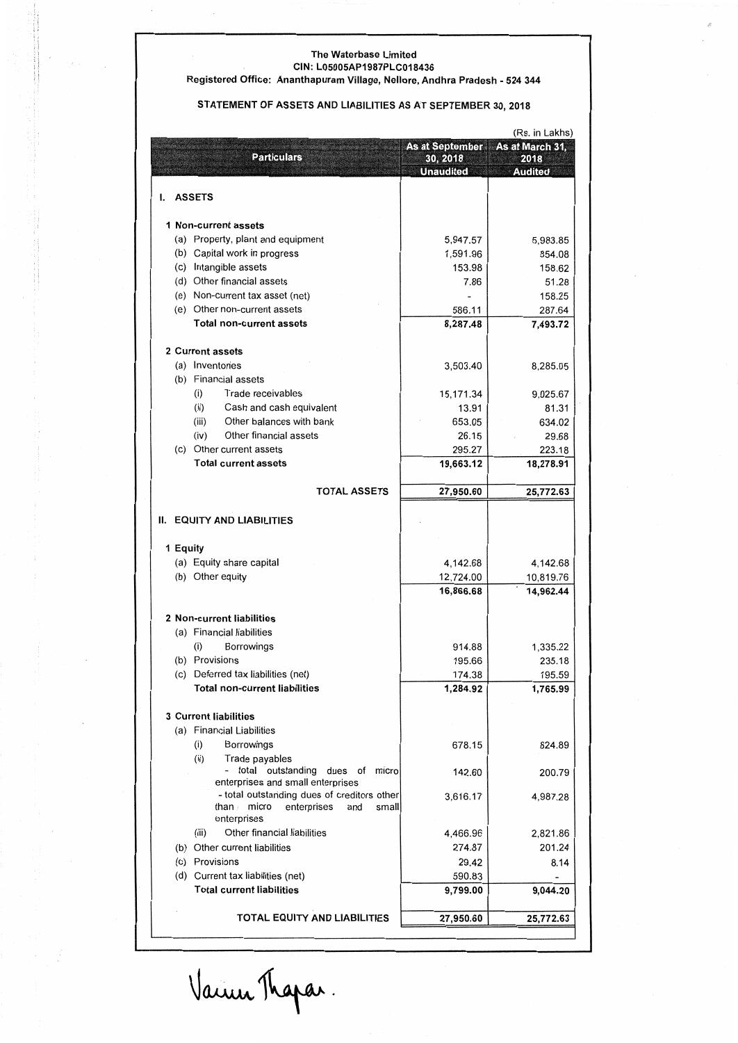**The Waterbase Limited**
**CIN: L05005AP1987PLC018436**
**Registered Office: Ananthapuram Village, Nellore, Andhra Pradesh - 524 344**

## STATEMENT OF ASSETS AND LIABILITIES AS AT SEPTEMBER 30, 2018

(Rs. in Lakhs)

| Particulars | As at September 30, 2018 Unaudited | As at March 31, 2018 Audited |
|---|---|---|
| **I. ASSETS** | | |
| **1 Non-current assets** | | |
| (a) Property, plant and equipment | 5,947.57 | 5,983.85 |
| (b) Capital work in progress | 1,591.96 | 854.08 |
| (c) Intangible assets | 153.98 | 158.62 |
| (d) Other financial assets | 7.86 | 51.28 |
| (e) Non-current tax asset (net) | - | 158.25 |
| (e) Other non-current assets | 586.11 | 287.64 |
| **Total non-current assets** | **8,287.48** | **7,493.72** |
| **2 Current assets** | | |
| (a) Inventories | 3,503.40 | 8,285.05 |
| (b) Financial assets | | |
| (i) Trade receivables | 15,171.34 | 9,025.67 |
| (ii) Cash and cash equivalent | 13.91 | 81.31 |
| (iii) Other balances with bank | 653.05 | 634.02 |
| (iv) Other financial assets | 26.15 | 29.68 |
| (c) Other current assets | 295.27 | 223.18 |
| **Total current assets** | **19,663.12** | **18,278.91** |
| **TOTAL ASSETS** | **27,950.60** | **25,772.63** |
| **II. EQUITY AND LIABILITIES** | | |
| **1 Equity** | | |
| (a) Equity share capital | 4,142.68 | 4,142.68 |
| (b) Other equity | 12,724.00 | 10,819.76 |
| | **16,866.68** | **14,962.44** |
| **2 Non-current liabilities** | | |
| (a) Financial liabilities | | |
| (i) Borrowings | 914.88 | 1,335.22 |
| (b) Provisions | 195.66 | 235.18 |
| (c) Deferred tax liabilities (net) | 174.38 | 195.59 |
| **Total non-current liabilities** | **1,284.92** | **1,765.99** |
| **3 Current liabilities** | | |
| (a) Financial Liabilities | | |
| (i) Borrowings | 678.15 | 824.89 |
| (ii) Trade payables | | |
| - total outstanding dues of micro enterprises and small enterprises | 142.60 | 200.79 |
| - total outstanding dues of creditors other than micro enterprises and small enterprises | 3,616.17 | 4,987.28 |
| (iii) Other financial liabilities | 4,466.96 | 2,821.86 |
| (b) Other current liabilities | 274.87 | 201.24 |
| (c) Provisions | 29.42 | 8.14 |
| (d) Current tax liabilities (net) | 590.83 | - |
| **Total current liabilities** | **9,799.00** | **9,044.20** |
| **TOTAL EQUITY AND LIABILITIES** | **27,950.60** | **25,772.63** |

Varun Thapar.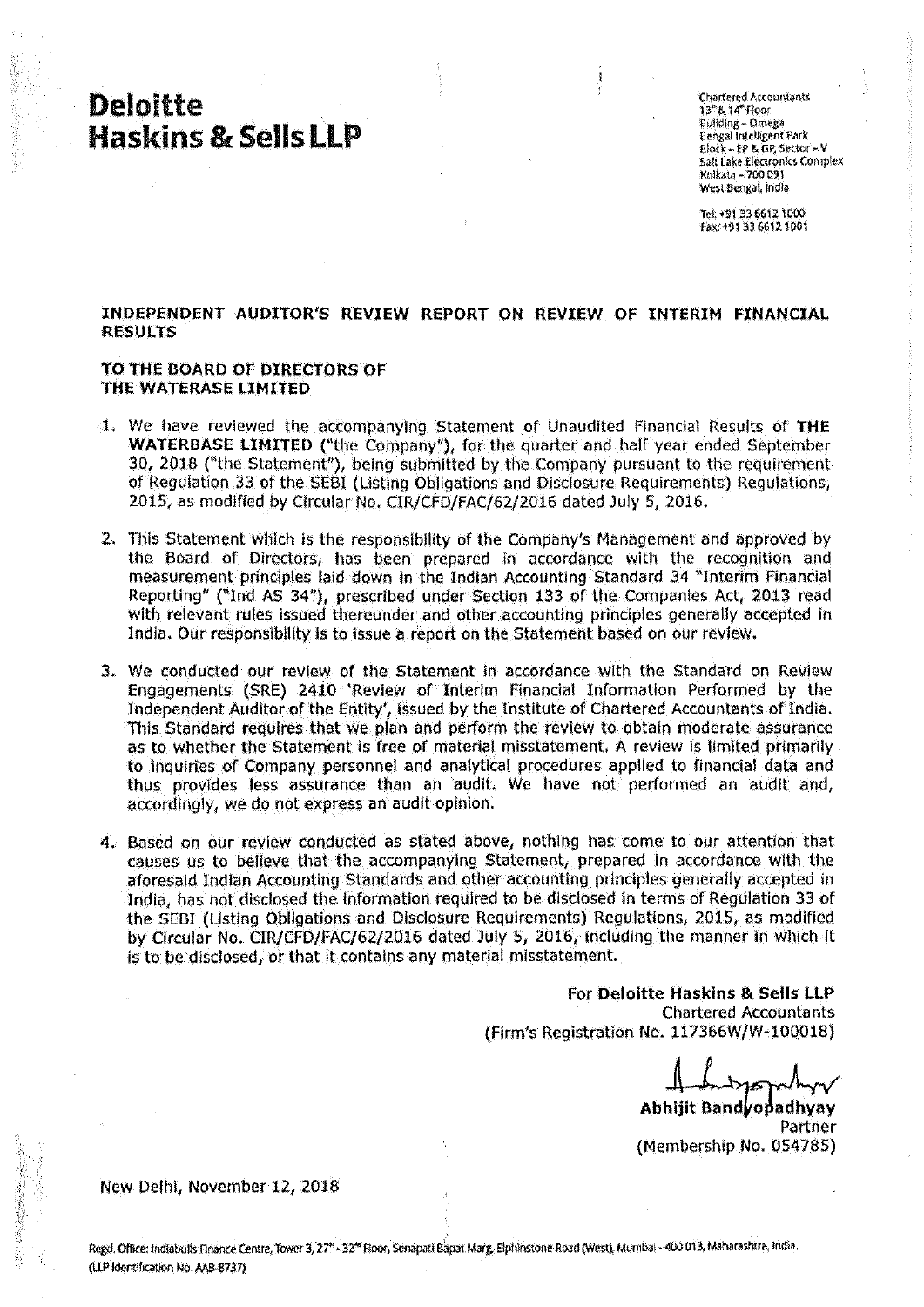**Deloitte**
**Haskins & Sells LLP**

Chartered Accountants
13th & 14th Floor
Building - Omega
Bengal Intelligent Park
Block - EP & GP, Sector - V
Salt Lake Electronics Complex
Kolkata - 700 091
West Bengal, India

Tel: +91 33 6612 1000
Fax: +91 33 6612 1001

## INDEPENDENT AUDITOR'S REVIEW REPORT ON REVIEW OF INTERIM FINANCIAL RESULTS

**TO THE BOARD OF DIRECTORS OF THE WATERASE LIMITED**

1. We have reviewed the accompanying Statement of Unaudited Financial Results of **THE WATERBASE LIMITED** ("the Company"), for the quarter and half year ended September 30, 2018 ("the Statement"), being submitted by the Company pursuant to the requirement of Regulation 33 of the SEBI (Listing Obligations and Disclosure Requirements) Regulations, 2015, as modified by Circular No. CIR/CFD/FAC/62/2016 dated July 5, 2016.

2. This Statement which is the responsibility of the Company's Management and approved by the Board of Directors, has been prepared in accordance with the recognition and measurement principles laid down in the Indian Accounting Standard 34 "Interim Financial Reporting" ("Ind AS 34"), prescribed under Section 133 of the Companies Act, 2013 read with relevant rules issued thereunder and other accounting principles generally accepted in India. Our responsibility is to issue a report on the Statement based on our review.

3. We conducted our review of the Statement in accordance with the Standard on Review Engagements (SRE) 2410 'Review of Interim Financial Information Performed by the Independent Auditor of the Entity', issued by the Institute of Chartered Accountants of India. This Standard requires that we plan and perform the review to obtain moderate assurance as to whether the Statement is free of material misstatement. A review is limited primarily to inquiries of Company personnel and analytical procedures applied to financial data and thus provides less assurance than an audit. We have not performed an audit and, accordingly, we do not express an audit opinion.

4. Based on our review conducted as stated above, nothing has come to our attention that causes us to believe that the accompanying Statement, prepared in accordance with the aforesaid Indian Accounting Standards and other accounting principles generally accepted in India, has not disclosed the information required to be disclosed in terms of Regulation 33 of the SEBI (Listing Obligations and Disclosure Requirements) Regulations, 2015, as modified by Circular No. CIR/CFD/FAC/62/2016 dated July 5, 2016, including the manner in which it is to be disclosed, or that it contains any material misstatement.

For **Deloitte Haskins & Sells LLP**
Chartered Accountants
(Firm's Registration No. 117366W/W-100018)

**Abhijit Bandyopadhyay**
Partner
(Membership No. 054785)

New Delhi, November 12, 2018

Regd. Office: Indiabulls Finance Centre, Tower 3, 27th - 32nd Floor, Senapati Bapat Marg, Elphinstone Road (West), Mumbai - 400 013, Maharashtra, India.
(LLP Identification No. AAB-8737)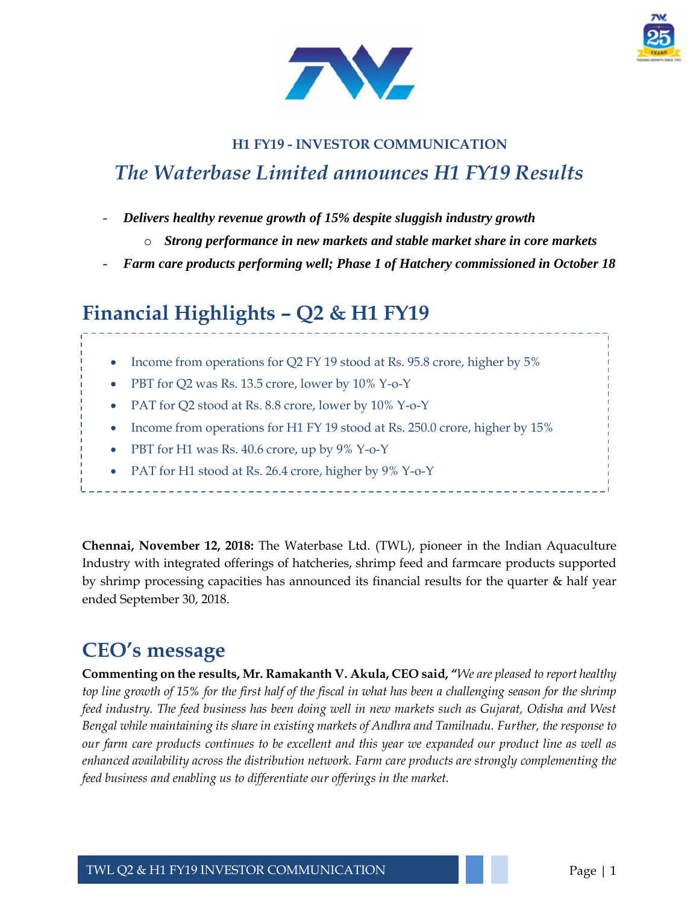**H1 FY19 - INVESTOR COMMUNICATION**

# *The Waterbase Limited announces H1 FY19 Results*

- ***Delivers healthy revenue growth of 15% despite sluggish industry growth***
  - ***Strong performance in new markets and stable market share in core markets***
- ***Farm care products performing well; Phase 1 of Hatchery commissioned in October 18***

## Financial Highlights – Q2 & H1 FY19

- Income from operations for Q2 FY 19 stood at Rs. 95.8 crore, higher by 5%
- PBT for Q2 was Rs. 13.5 crore, lower by 10% Y-o-Y
- PAT for Q2 stood at Rs. 8.8 crore, lower by 10% Y-o-Y
- Income from operations for H1 FY 19 stood at Rs. 250.0 crore, higher by 15%
- PBT for H1 was Rs. 40.6 crore, up by 9% Y-o-Y
- PAT for H1 stood at Rs. 26.4 crore, higher by 9% Y-o-Y

**Chennai, November 12, 2018:** The Waterbase Ltd. (TWL), pioneer in the Indian Aquaculture Industry with integrated offerings of hatcheries, shrimp feed and farmcare products supported by shrimp processing capacities has announced its financial results for the quarter & half year ended September 30, 2018.

## CEO's message

**Commenting on the results, Mr. Ramakanth V. Akula, CEO said, "***We are pleased to report healthy top line growth of 15% for the first half of the fiscal in what has been a challenging season for the shrimp feed industry. The feed business has been doing well in new markets such as Gujarat, Odisha and West Bengal while maintaining its share in existing markets of Andhra and Tamilnadu. Further, the response to our farm care products continues to be excellent and this year we expanded our product line as well as enhanced availability across the distribution network. Farm care products are strongly complementing the feed business and enabling us to differentiate our offerings in the market.*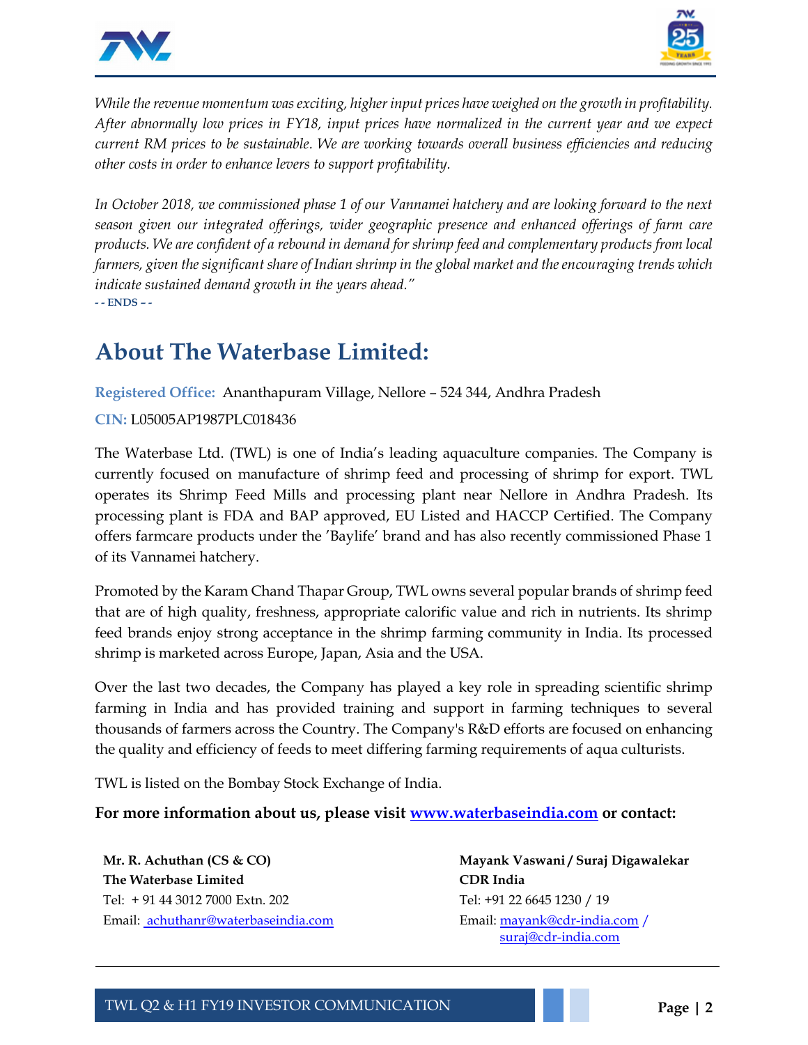*While the revenue momentum was exciting, higher input prices have weighed on the growth in profitability. After abnormally low prices in FY18, input prices have normalized in the current year and we expect current RM prices to be sustainable. We are working towards overall business efficiencies and reducing other costs in order to enhance levers to support profitability.*

*In October 2018, we commissioned phase 1 of our Vannamei hatchery and are looking forward to the next season given our integrated offerings, wider geographic presence and enhanced offerings of farm care products. We are confident of a rebound in demand for shrimp feed and complementary products from local farmers, given the significant share of Indian shrimp in the global market and the encouraging trends which indicate sustained demand growth in the years ahead."*

**- - ENDS – -**

## About The Waterbase Limited:

**Registered Office:** Ananthapuram Village, Nellore – 524 344, Andhra Pradesh

**CIN:** L05005AP1987PLC018436

The Waterbase Ltd. (TWL) is one of India's leading aquaculture companies. The Company is currently focused on manufacture of shrimp feed and processing of shrimp for export. TWL operates its Shrimp Feed Mills and processing plant near Nellore in Andhra Pradesh. Its processing plant is FDA and BAP approved, EU Listed and HACCP Certified. The Company offers farmcare products under the 'Baylife' brand and has also recently commissioned Phase 1 of its Vannamei hatchery.

Promoted by the Karam Chand Thapar Group, TWL owns several popular brands of shrimp feed that are of high quality, freshness, appropriate calorific value and rich in nutrients. Its shrimp feed brands enjoy strong acceptance in the shrimp farming community in India. Its processed shrimp is marketed across Europe, Japan, Asia and the USA.

Over the last two decades, the Company has played a key role in spreading scientific shrimp farming in India and has provided training and support in farming techniques to several thousands of farmers across the Country. The Company's R&D efforts are focused on enhancing the quality and efficiency of feeds to meet differing farming requirements of aqua culturists.

TWL is listed on the Bombay Stock Exchange of India.

**For more information about us, please visit www.waterbaseindia.com or contact:**

**Mr. R. Achuthan (CS & CO)**
**The Waterbase Limited**
Tel: + 91 44 3012 7000 Extn. 202
Email: achuthanr@waterbaseindia.com

**Mayank Vaswani / Suraj Digawalekar**
**CDR India**
Tel: +91 22 6645 1230 / 19
Email: mayank@cdr-india.com / suraj@cdr-india.com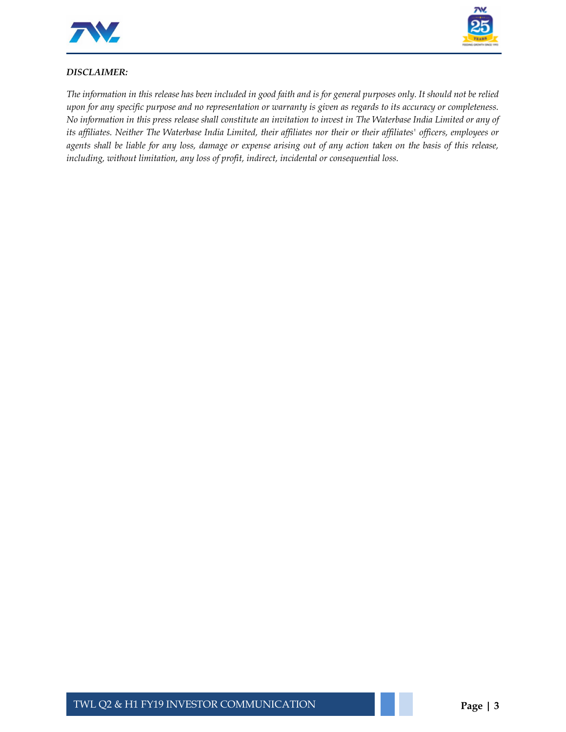***DISCLAIMER:***

*The information in this release has been included in good faith and is for general purposes only. It should not be relied upon for any specific purpose and no representation or warranty is given as regards to its accuracy or completeness. No information in this press release shall constitute an invitation to invest in The Waterbase India Limited or any of its affiliates. Neither The Waterbase India Limited, their affiliates nor their or their affiliates' officers, employees or agents shall be liable for any loss, damage or expense arising out of any action taken on the basis of this release, including, without limitation, any loss of profit, indirect, incidental or consequential loss.*